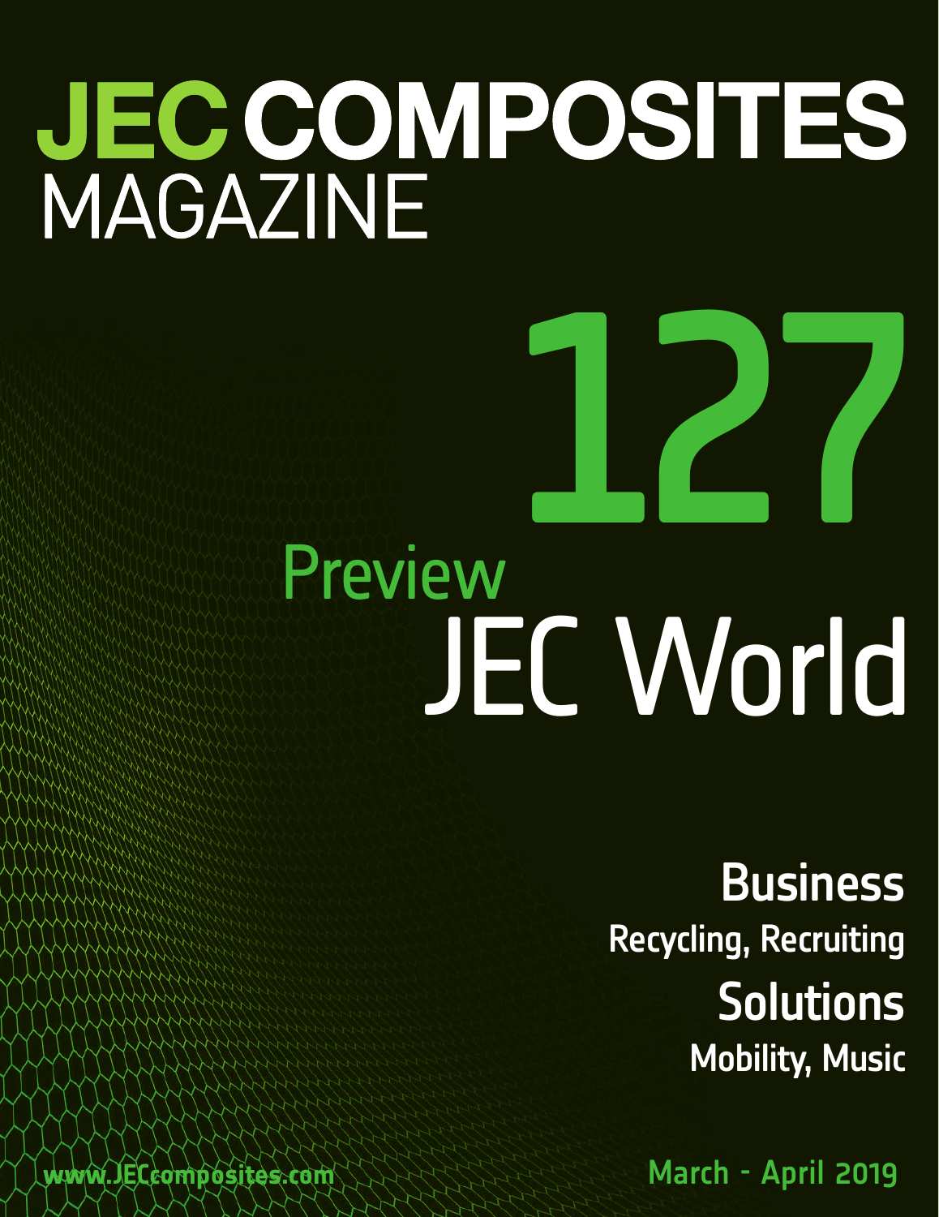# JEC COMPOSITES MAGAZINE

# 127

## Preview JEC World

### Business

Recycling, Recruiting

### Solutions

Mobility, Music

www.JECcomposites.com

March - April 2019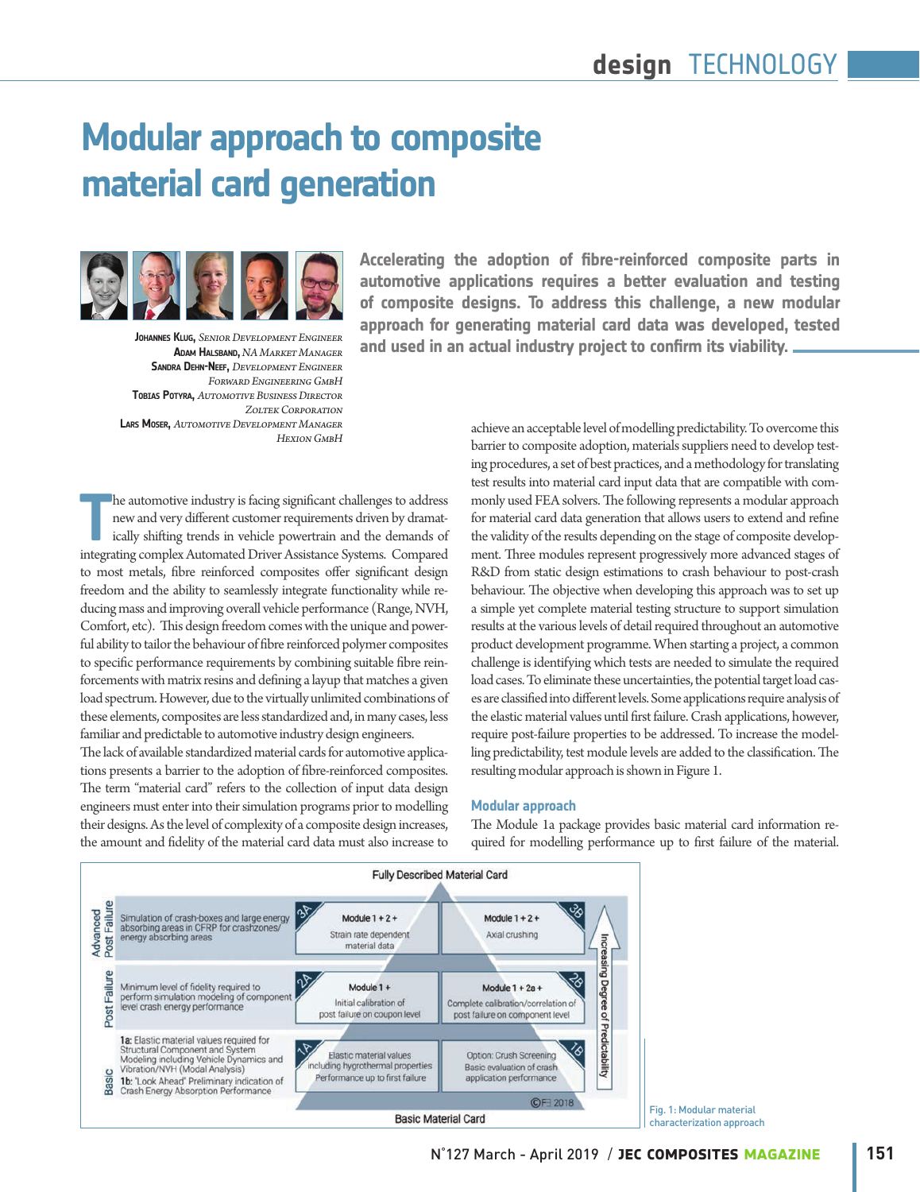# Modular approach to composite material card generation

**Accelerating the adoption of fibre-reinforced composite parts in automotive applications requires a better evaluation and testing of composite designs. To address this challenge, a new modular approach for generating material card data was developed, tested and used in an actual industry project to confirm its viability.**

**Johannes Klug**, *Senior Development Engineer*
**Adam Halsband**, *NA Market Manager*
**Sandra Dehn-Neef**, *Development Engineer*
*Forward Engineering GmbH*
**Tobias Potyra**, *Automotive Business Director*
*Zoltek Corporation*
**Lars Moser**, *Automotive Development Manager*
*Hexion GmbH*

The automotive industry is facing significant challenges to address new and very different customer requirements driven by dramatically shifting trends in vehicle powertrain and the demands of integrating complex Automated Driver Assistance Systems. Compared to most metals, fibre reinforced composites offer significant design freedom and the ability to seamlessly integrate functionality while reducing mass and improving overall vehicle performance (Range, NVH, Comfort, etc). This design freedom comes with the unique and powerful ability to tailor the behaviour of fibre reinforced polymer composites to specific performance requirements by combining suitable fibre reinforcements with matrix resins and defining a layup that matches a given load spectrum. However, due to the virtually unlimited combinations of these elements, composites are less standardized and, in many cases, less familiar and predictable to automotive industry design engineers.

The lack of available standardized material cards for automotive applications presents a barrier to the adoption of fibre-reinforced composites. The term "material card" refers to the collection of input data design engineers must enter into their simulation programs prior to modelling their designs. As the level of complexity of a composite design increases, the amount and fidelity of the material card data must also increase to achieve an acceptable level of modelling predictability. To overcome this barrier to composite adoption, materials suppliers need to develop testing procedures, a set of best practices, and a methodology for translating test results into material card input data that are compatible with commonly used FEA solvers. The following represents a modular approach for material card data generation that allows users to extend and refine the validity of the results depending on the stage of composite development. Three modules represent progressively more advanced stages of R&D from static design estimations to crash behaviour to post-crash behaviour. The objective when developing this approach was to set up a simple yet complete material testing structure to support simulation results at the various levels of detail required throughout an automotive product development programme. When starting a project, a common challenge is identifying which tests are needed to simulate the required load cases. To eliminate these uncertainties, the potential target load cases are classified into different levels. Some applications require analysis of the elastic material values until first failure. Crash applications, however, require post-failure properties to be addressed. To increase the modelling predictability, test module levels are added to the classification. The resulting modular approach is shown in Figure 1.

## Modular approach

The Module 1a package provides basic material card information required for modelling performance up to first failure of the material.

| Level | Description | A | B |
|---|---|---|---|
| Advanced Post Failure | Simulation of crash-boxes and large energy absorbing areas in CFRP for crashzones/ energy absorbing areas | **3A** Module 1 + 2 + Strain rate dependent material data | **3B** Module 1 + 2 + Axial crushing |
| Post Failure | Minimum level of fidelity required to perform simulation modeling of component level crash energy performance | **2A** Module 1 + Initial calibration of post failure on coupon level | **2B** Module 1 + 2a + Complete calibration/correlation of post failure on component level |
| Basic | 1a: Elastic material values required for Structural Component and System Modeling including Vehicle Dynamics and Vibration/NVH (Modal Analysis) 1b: "Look Ahead" Preliminary indication of Crash Energy Absorption Performance | **1A** Elastic material values including hygrothermal properties Performance up to first failure | **1B** Option: Crush Screening Basic evaluation of crash application performance |

Fully Described Material Card (top) – Basic Material Card (bottom) – Increasing Degree of Predictability – ©FE 2018

Fig. 1: Modular material characterization approach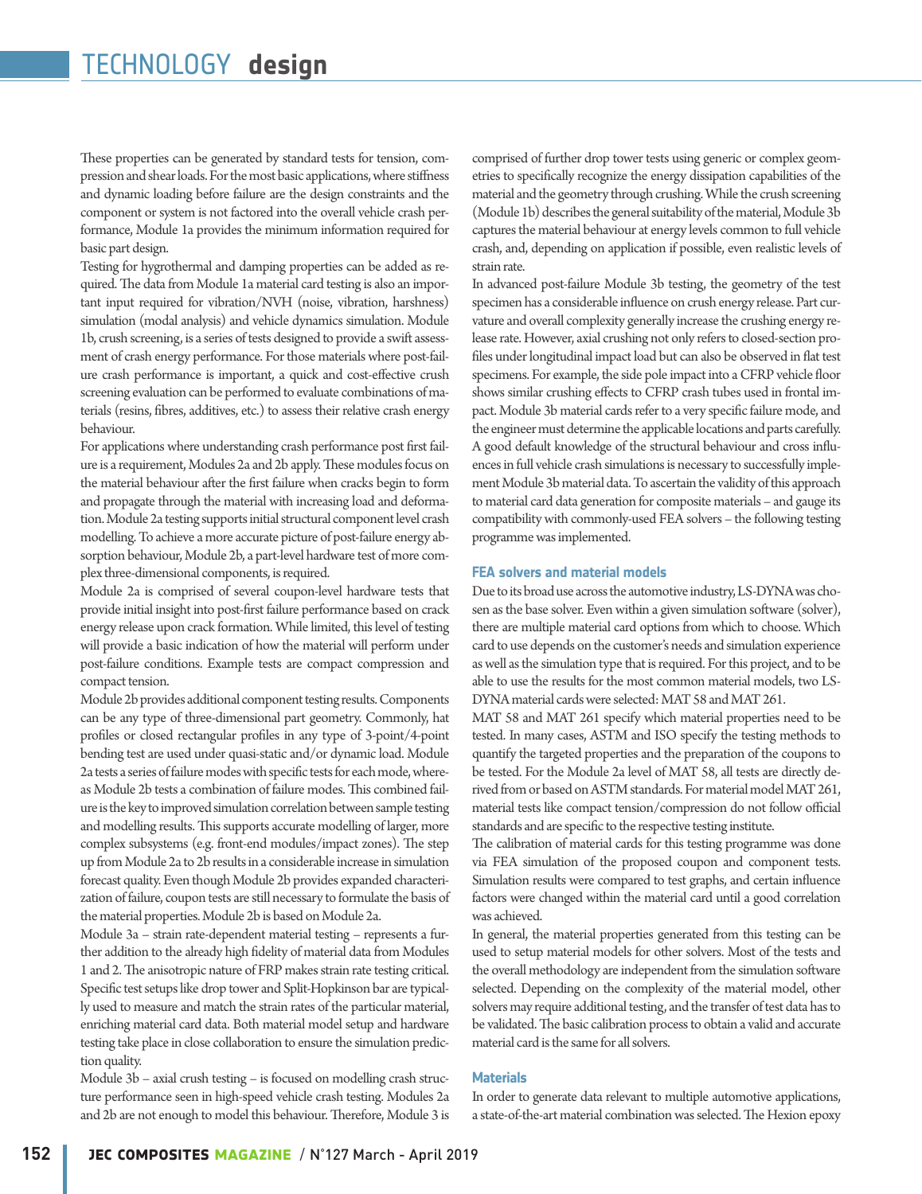These properties can be generated by standard tests for tension, compression and shear loads. For the most basic applications, where stiffness and dynamic loading before failure are the design constraints and the component or system is not factored into the overall vehicle crash performance, Module 1a provides the minimum information required for basic part design.

Testing for hygrothermal and damping properties can be added as required. The data from Module 1a material card testing is also an important input required for vibration/NVH (noise, vibration, harshness) simulation (modal analysis) and vehicle dynamics simulation. Module 1b, crush screening, is a series of tests designed to provide a swift assessment of crash energy performance. For those materials where post-failure crash performance is important, a quick and cost-effective crush screening evaluation can be performed to evaluate combinations of materials (resins, fibres, additives, etc.) to assess their relative crash energy behaviour.

For applications where understanding crash performance post first failure is a requirement, Modules 2a and 2b apply. These modules focus on the material behaviour after the first failure when cracks begin to form and propagate through the material with increasing load and deformation. Module 2a testing supports initial structural component level crash modelling. To achieve a more accurate picture of post-failure energy absorption behaviour, Module 2b, a part-level hardware test of more complex three-dimensional components, is required.

Module 2a is comprised of several coupon-level hardware tests that provide initial insight into post-first failure performance based on crack energy release upon crack formation. While limited, this level of testing will provide a basic indication of how the material will perform under post-failure conditions. Example tests are compact compression and compact tension.

Module 2b provides additional component testing results. Components can be any type of three-dimensional part geometry. Commonly, hat profiles or closed rectangular profiles in any type of 3-point/4-point bending test are used under quasi-static and/or dynamic load. Module 2a tests a series of failure modes with specific tests for each mode, whereas Module 2b tests a combination of failure modes. This combined failure is the key to improved simulation correlation between sample testing and modelling results. This supports accurate modelling of larger, more complex subsystems (e.g. front-end modules/impact zones). The step up from Module 2a to 2b results in a considerable increase in simulation forecast quality. Even though Module 2b provides expanded characterization of failure, coupon tests are still necessary to formulate the basis of the material properties. Module 2b is based on Module 2a.

Module 3a – strain rate-dependent material testing – represents a further addition to the already high fidelity of material data from Modules 1 and 2. The anisotropic nature of FRP makes strain rate testing critical. Specific test setups like drop tower and Split-Hopkinson bar are typically used to measure and match the strain rates of the particular material, enriching material card data. Both material model setup and hardware testing take place in close collaboration to ensure the simulation prediction quality.

Module 3b – axial crush testing – is focused on modelling crash structure performance seen in high-speed vehicle crash testing. Modules 2a and 2b are not enough to model this behaviour. Therefore, Module 3 is comprised of further drop tower tests using generic or complex geometries to specifically recognize the energy dissipation capabilities of the material and the geometry through crushing. While the crush screening (Module 1b) describes the general suitability of the material, Module 3b captures the material behaviour at energy levels common to full vehicle crash, and, depending on application if possible, even realistic levels of strain rate.

In advanced post-failure Module 3b testing, the geometry of the test specimen has a considerable influence on crush energy release. Part curvature and overall complexity generally increase the crushing energy release rate. However, axial crushing not only refers to closed-section profiles under longitudinal impact load but can also be observed in flat test specimens. For example, the side pole impact into a CFRP vehicle floor shows similar crushing effects to CFRP crash tubes used in frontal impact. Module 3b material cards refer to a very specific failure mode, and the engineer must determine the applicable locations and parts carefully. A good default knowledge of the structural behaviour and cross influences in full vehicle crash simulations is necessary to successfully implement Module 3b material data. To ascertain the validity of this approach to material card data generation for composite materials – and gauge its compatibility with commonly-used FEA solvers – the following testing programme was implemented.

### FEA solvers and material models

Due to its broad use across the automotive industry, LS-DYNA was chosen as the base solver. Even within a given simulation software (solver), there are multiple material card options from which to choose. Which card to use depends on the customer's needs and simulation experience as well as the simulation type that is required. For this project, and to be able to use the results for the most common material models, two LS-DYNA material cards were selected: MAT 58 and MAT 261.

MAT 58 and MAT 261 specify which material properties need to be tested. In many cases, ASTM and ISO specify the testing methods to quantify the targeted properties and the preparation of the coupons to be tested. For the Module 2a level of MAT 58, all tests are directly derived from or based on ASTM standards. For material model MAT 261, material tests like compact tension/compression do not follow official standards and are specific to the respective testing institute.

The calibration of material cards for this testing programme was done via FEA simulation of the proposed coupon and component tests. Simulation results were compared to test graphs, and certain influence factors were changed within the material card until a good correlation was achieved.

In general, the material properties generated from this testing can be used to setup material models for other solvers. Most of the tests and the overall methodology are independent from the simulation software selected. Depending on the complexity of the material model, other solvers may require additional testing, and the transfer of test data has to be validated. The basic calibration process to obtain a valid and accurate material card is the same for all solvers.

### Materials

In order to generate data relevant to multiple automotive applications, a state-of-the-art material combination was selected. The Hexion epoxy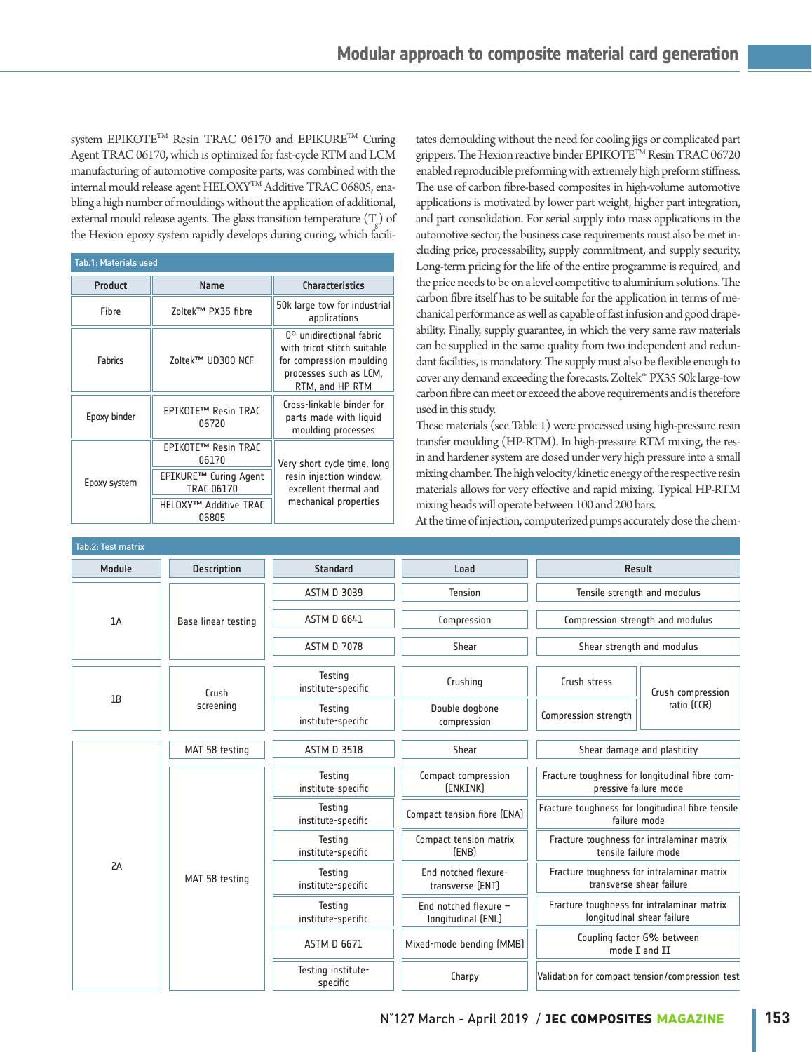system EPIKOTE™ Resin TRAC 06170 and EPIKURE™ Curing Agent TRAC 06170, which is optimized for fast-cycle RTM and LCM manufacturing of automotive composite parts, was combined with the internal mould release agent HELOXY™ Additive TRAC 06805, enabling a high number of mouldings without the application of additional, external mould release agents. The glass transition temperature ($T_g$) of the Hexion epoxy system rapidly develops during curing, which facilitates demoulding without the need for cooling jigs or complicated part grippers. The Hexion reactive binder EPIKOTE™ Resin TRAC 06720 enabled reproducible preforming with extremely high preform stiffness. The use of carbon fibre-based composites in high-volume automotive applications is motivated by lower part weight, higher part integration, and part consolidation. For serial supply into mass applications in the automotive sector, the business case requirements must also be met including price, processability, supply commitment, and supply security. Long-term pricing for the life of the entire programme is required, and the price needs to be on a level competitive to aluminium solutions. The carbon fibre itself has to be suitable for the application in terms of mechanical performance as well as capable of fast infusion and good drapeability. Finally, supply guarantee, in which the very same raw materials can be supplied in the same quality from two independent and redundant facilities, is mandatory. The supply must also be flexible enough to cover any demand exceeding the forecasts. Zoltek™ PX35 50k large-tow carbon fibre can meet or exceed the above requirements and is therefore used in this study.

These materials (see Table 1) were processed using high-pressure resin transfer moulding (HP-RTM). In high-pressure RTM mixing, the resin and hardener system are dosed under very high pressure into a small mixing chamber. The high velocity/kinetic energy of the respective resin materials allows for very effective and rapid mixing. Typical HP-RTM mixing heads will operate between 100 and 200 bars.

At the time of injection, computerized pumps accurately dose the chem-

Tab.1: Materials used

| Product | Name | Characteristics |
|---|---|---|
| Fibre | Zoltek™ PX35 fibre | 50k large tow for industrial applications |
| Fabrics | Zoltek™ UD300 NCF | 0° unidirectional fabric with tricot stitch suitable for compression moulding processes such as LCM, RTM, and HP RTM |
| Epoxy binder | EPIKOTE™ Resin TRAC 06720 | Cross-linkable binder for parts made with liquid moulding processes |
| Epoxy system | EPIKOTE™ Resin TRAC 06170 | Very short cycle time, long resin injection window, excellent thermal and mechanical properties |
| | EPIKURE™ Curing Agent TRAC 06170 | |
| | HELOXY™ Additive TRAC 06805 | |

Tab.2: Test matrix

| Module | Description | Standard | Load | Result | |
|---|---|---|---|---|---|
| 1A | Base linear testing | ASTM D 3039 | Tension | Tensile strength and modulus | |
| | | ASTM D 6641 | Compression | Compression strength and modulus | |
| | | ASTM D 7078 | Shear | Shear strength and modulus | |
| 1B | Crush screening | Testing institute-specific | Crushing | Crush stress | Crush compression ratio (CCR) |
| | | Testing institute-specific | Double dogbone compression | Compression strength | |
| 2A | MAT 58 testing | ASTM D 3518 | Shear | Shear damage and plasticity | |
| | MAT 58 testing | Testing institute-specific | Compact compression (ENKINK) | Fracture toughness for longitudinal fibre compressive failure mode | |
| | | Testing institute-specific | Compact tension fibre (ENA) | Fracture toughness for longitudinal fibre tensile failure mode | |
| | | Testing institute-specific | Compact tension matrix (ENB) | Fracture toughness for intralaminar matrix tensile failure mode | |
| | | Testing institute-specific | End notched flexure-transverse (ENT) | Fracture toughness for intralaminar matrix transverse shear failure | |
| | | Testing institute-specific | End notched flexure – longitudinal (ENL) | Fracture toughness for intralaminar matrix longitudinal shear failure | |
| | | ASTM D 6671 | Mixed-mode bending (MMB) | Coupling factor G% between mode I and II | |
| | | Testing institute-specific | Charpy | Validation for compact tension/compression test | |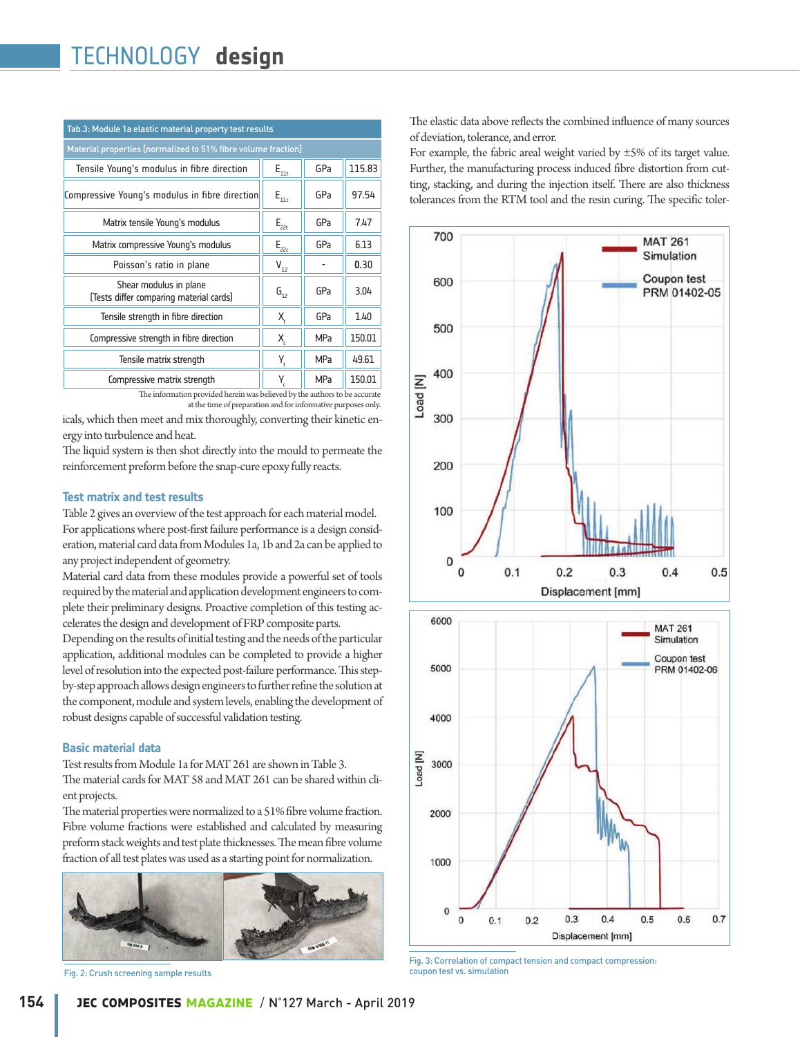Tab.3: Module 1a elastic material property test results

| Material properties [normalized to 51% fibre volume fraction] | | | |
|---|---|---|---|
| Tensile Young's modulus in fibre direction | $E_{11t}$ | GPa | 115.83 |
| Compressive Young's modulus in fibre direction | $E_{11c}$ | GPa | 97.54 |
| Matrix tensile Young's modulus | $E_{22t}$ | GPa | 7.47 |
| Matrix compressive Young's modulus | $E_{22c}$ | GPa | 6.13 |
| Poisson's ratio in plane | $V_{12}$ | - | 0.30 |
| Shear modulus in plane (Tests differ comparing material cards) | $G_{12}$ | GPa | 3.04 |
| Tensile strength in fibre direction | $X_t$ | GPa | 1.40 |
| Compressive strength in fibre direction | $X_c$ | MPa | 150.01 |
| Tensile matrix strength | $Y_t$ | MPa | 49.61 |
| Compressive matrix strength | $Y_c$ | MPa | 150.01 |

The information provided herein was believed by the authors to be accurate at the time of preparation and for informative purposes only.

icals, which then meet and mix thoroughly, converting their kinetic energy into turbulence and heat.

The liquid system is then shot directly into the mould to permeate the reinforcement preform before the snap-cure epoxy fully reacts.

### Test matrix and test results

Table 2 gives an overview of the test approach for each material model. For applications where post-first failure performance is a design consideration, material card data from Modules 1a, 1b and 2a can be applied to any project independent of geometry.

Material card data from these modules provide a powerful set of tools required by the material and application development engineers to complete their preliminary designs. Proactive completion of this testing accelerates the design and development of FRP composite parts.

Depending on the results of initial testing and the needs of the particular application, additional modules can be completed to provide a higher level of resolution into the expected post-failure performance. This step-by-step approach allows design engineers to further refine the solution at the component, module and system levels, enabling the development of robust designs capable of successful validation testing.

### Basic material data

Test results from Module 1a for MAT 261 are shown in Table 3.

The material cards for MAT 58 and MAT 261 can be shared within client projects.

The material properties were normalized to a 51% fibre volume fraction. Fibre volume fractions were established and calculated by measuring preform stack weights and test plate thicknesses. The mean fibre volume fraction of all test plates was used as a starting point for normalization.

Fig. 2: Crush screening sample results

The elastic data above reflects the combined influence of many sources of deviation, tolerance, and error.

For example, the fabric areal weight varied by ±5% of its target value. Further, the manufacturing process induced fibre distortion from cutting, stacking, and during the injection itself. There are also thickness tolerances from the RTM tool and the resin curing. The specific toler-

Fig. 3: Correlation of compact tension and compact compression: coupon test vs. simulation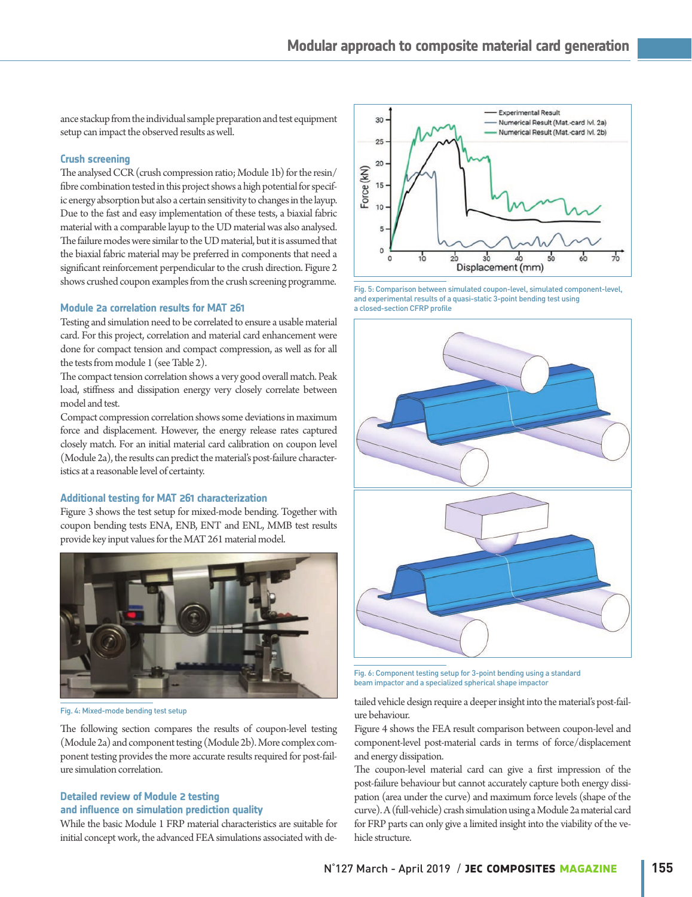ance stackup from the individual sample preparation and test equipment setup can impact the observed results as well.

### Crush screening

The analysed CCR (crush compression ratio; Module 1b) for the resin/fibre combination tested in this project shows a high potential for specific energy absorption but also a certain sensitivity to changes in the layup. Due to the fast and easy implementation of these tests, a biaxial fabric material with a comparable layup to the UD material was also analysed. The failure modes were similar to the UD material, but it is assumed that the biaxial fabric material may be preferred in components that need a significant reinforcement perpendicular to the crush direction. Figure 2 shows crushed coupon examples from the crush screening programme.

### Module 2a correlation results for MAT 261

Testing and simulation need to be correlated to ensure a usable material card. For this project, correlation and material card enhancement were done for compact tension and compact compression, as well as for all the tests from module 1 (see Table 2).

The compact tension correlation shows a very good overall match. Peak load, stiffness and dissipation energy very closely correlate between model and test.

Compact compression correlation shows some deviations in maximum force and displacement. However, the energy release rates captured closely match. For an initial material card calibration on coupon level (Module 2a), the results can predict the material's post-failure characteristics at a reasonable level of certainty.

### Additional testing for MAT 261 characterization

Figure 3 shows the test setup for mixed-mode bending. Together with coupon bending tests ENA, ENB, ENT and ENL, MMB test results provide key input values for the MAT 261 material model.

Fig. 4: Mixed-mode bending test setup

The following section compares the results of coupon-level testing (Module 2a) and component testing (Module 2b). More complex component testing provides the more accurate results required for post-failure simulation correlation.

### Detailed review of Module 2 testing and influence on simulation prediction quality

While the basic Module 1 FRP material characteristics are suitable for initial concept work, the advanced FEA simulations associated with detailed vehicle design require a deeper insight into the material's post-failure behaviour.

Figure 4 shows the FEA result comparison between coupon-level and component-level post-material cards in terms of force/displacement and energy dissipation.

The coupon-level material card can give a first impression of the post-failure behaviour but cannot accurately capture both energy dissipation (area under the curve) and maximum force levels (shape of the curve). A (full-vehicle) crash simulation using a Module 2a material card for FRP parts can only give a limited insight into the viability of the vehicle structure.

Fig. 5: Comparison between simulated coupon-level, simulated component-level, and experimental results of a quasi-static 3-point bending test using a closed-section CFRP profile

Fig. 6: Component testing setup for 3-point bending using a standard beam impactor and a specialized spherical shape impactor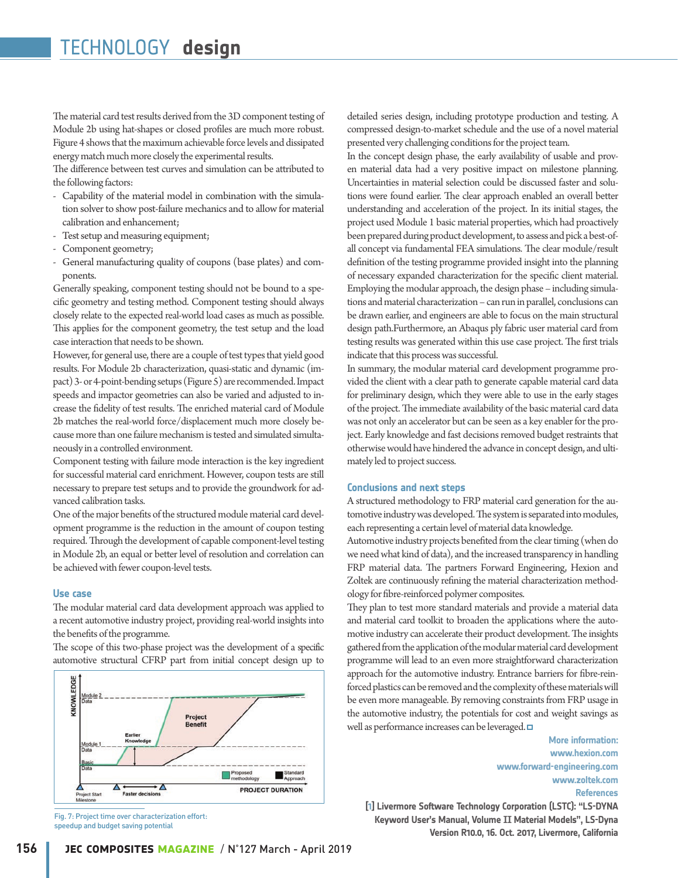The material card test results derived from the 3D component testing of Module 2b using hat-shapes or closed profiles are much more robust. Figure 4 shows that the maximum achievable force levels and dissipated energy match much more closely the experimental results.

The difference between test curves and simulation can be attributed to the following factors:

- Capability of the material model in combination with the simulation solver to show post-failure mechanics and to allow for material calibration and enhancement;
- Test setup and measuring equipment;
- Component geometry;
- General manufacturing quality of coupons (base plates) and components.

Generally speaking, component testing should not be bound to a specific geometry and testing method. Component testing should always closely relate to the expected real-world load cases as much as possible. This applies for the component geometry, the test setup and the load case interaction that needs to be shown.

However, for general use, there are a couple of test types that yield good results. For Module 2b characterization, quasi-static and dynamic (impact) 3- or 4-point-bending setups (Figure 5) are recommended. Impact speeds and impactor geometries can also be varied and adjusted to increase the fidelity of test results. The enriched material card of Module 2b matches the real-world force/displacement much more closely because more than one failure mechanism is tested and simulated simultaneously in a controlled environment.

Component testing with failure mode interaction is the key ingredient for successful material card enrichment. However, coupon tests are still necessary to prepare test setups and to provide the groundwork for advanced calibration tasks.

One of the major benefits of the structured module material card development programme is the reduction in the amount of coupon testing required. Through the development of capable component-level testing in Module 2b, an equal or better level of resolution and correlation can be achieved with fewer coupon-level tests.

## Use case

The modular material card data development approach was applied to a recent automotive industry project, providing real-world insights into the benefits of the programme.

The scope of this two-phase project was the development of a specific automotive structural CFRP part from initial concept design up to detailed series design, including prototype production and testing. A compressed design-to-market schedule and the use of a novel material presented very challenging conditions for the project team.

KNOWLEDGE
Module 2 Data
Project Benefit
Earlier Knowledge
Module 1 Data
Basic Data
Proposed methodology
Standard Approach
PROJECT DURATION
Project Start Milestone
Faster decisions

Fig. 7: Project time over characterization effort: speedup and budget saving potential

In the concept design phase, the early availability of usable and proven material data had a very positive impact on milestone planning. Uncertainties in material selection could be discussed faster and solutions were found earlier. The clear approach enabled an overall better understanding and acceleration of the project. In its initial stages, the project used Module 1 basic material properties, which had proactively been prepared during product development, to assess and pick a best-of-all concept via fundamental FEA simulations. The clear module/result definition of the testing programme provided insight into the planning of necessary expanded characterization for the specific client material. Employing the modular approach, the design phase – including simulations and material characterization – can run in parallel, conclusions can be drawn earlier, and engineers are able to focus on the main structural design path.Furthermore, an Abaqus ply fabric user material card from testing results was generated within this use case project. The first trials indicate that this process was successful.

In summary, the modular material card development programme provided the client with a clear path to generate capable material card data for preliminary design, which they were able to use in the early stages of the project. The immediate availability of the basic material card data was not only an accelerator but can be seen as a key enabler for the project. Early knowledge and fast decisions removed budget restraints that otherwise would have hindered the advance in concept design, and ultimately led to project success.

## Conclusions and next steps

A structured methodology to FRP material card generation for the automotive industry was developed. The system is separated into modules, each representing a certain level of material data knowledge.

Automotive industry projects benefited from the clear timing (when do we need what kind of data), and the increased transparency in handling FRP material data. The partners Forward Engineering, Hexion and Zoltek are continuously refining the material characterization methodology for fibre-reinforced polymer composites.

They plan to test more standard materials and provide a material data and material card toolkit to broaden the applications where the automotive industry can accelerate their product development. The insights gathered from the application of the modular material card development programme will lead to an even more straightforward characterization approach for the automotive industry. Entrance barriers for fibre-reinforced plastics can be removed and the complexity of these materials will be even more manageable. By removing constraints from FRP usage in the automotive industry, the potentials for cost and weight savings as well as performance increases can be leveraged. □

**More information:**
**www.hexion.com**
**www.forward-engineering.com**
**www.zoltek.com**

**References**

**[1] Livermore Software Technology Corporation (LSTC): "LS-DYNA Keyword User's Manual, Volume II Material Models", LS-Dyna Version R10.0, 16. Oct. 2017, Livermore, California**